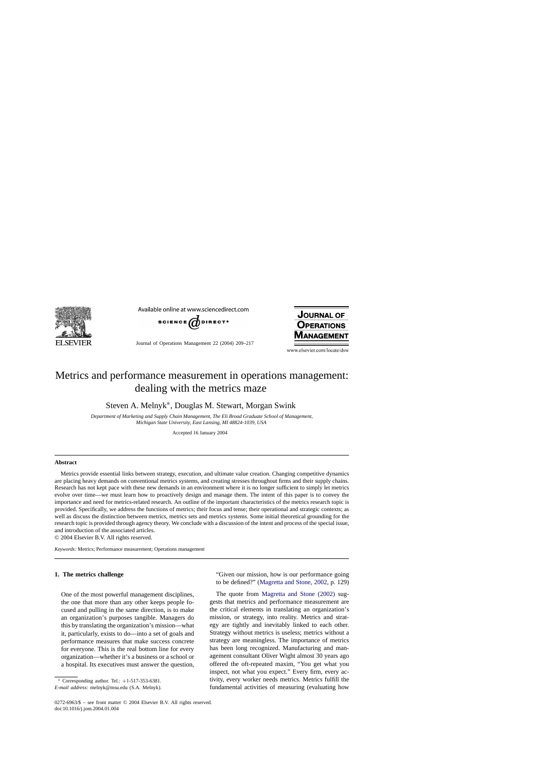# Metrics and performance measurement in operations management: dealing with the metrics maze

Steven A. Melnyk*, Douglas M. Stewart, Morgan Swink

*Department of Marketing and Supply Chain Management, The Eli Broad Graduate School of Management, Michigan State University, East Lansing, MI 48824-1039, USA*

Accepted 16 January 2004

## Abstract

Metrics provide essential links between strategy, execution, and ultimate value creation. Changing competitive dynamics are placing heavy demands on conventional metrics systems, and creating stresses throughout firms and their supply chains. Research has not kept pace with these new demands in an environment where it is no longer sufficient to simply let metrics evolve over time—we must learn how to proactively design and manage them. The intent of this paper is to convey the importance and need for metrics-related research. An outline of the important characteristics of the metrics research topic is provided. Specifically, we address the functions of metrics; their focus and tense; their operational and strategic contexts; as well as discuss the distinction between metrics, metrics sets and metrics systems. Some initial theoretical grounding for the research topic is provided through agency theory. We conclude with a discussion of the intent and process of the special issue, and introduction of the associated articles.

© 2004 Elsevier B.V. All rights reserved.

*Keywords:* Metrics; Performance measurement; Operations management

## 1. The metrics challenge

> One of the most powerful management disciplines, the one that more than any other keeps people focused and pulling in the same direction, is to make an organization's purposes tangible. Managers do this by translating the organization's mission—what it, particularly, exists to do—into a set of goals and performance measures that make success concrete for everyone. This is the real bottom line for every organization—whether it's a business or a school or a hospital. Its executives must answer the question, "Given our mission, how is our performance going to be defined?" (Magretta and Stone, 2002, p. 129)

The quote from Magretta and Stone (2002) suggests that metrics and performance measurement are the critical elements in translating an organization's mission, or strategy, into reality. Metrics and strategy are tightly and inevitably linked to each other. Strategy without metrics is useless; metrics without a strategy are meaningless. The importance of metrics has been long recognized. Manufacturing and management consultant Oliver Wight almost 30 years ago offered the oft-repeated maxim, "You get what you inspect, not what you expect." Every firm, every activity, every worker needs metrics. Metrics fulfill the fundamental activities of measuring (evaluating how

* Corresponding author. Tel.: +1-517-353-6381.
*E-mail address:* melnyk@msu.edu (S.A. Melnyk).

0272-6963/$ – see front matter © 2004 Elsevier B.V. All rights reserved.
doi:10.1016/j.jom.2004.01.004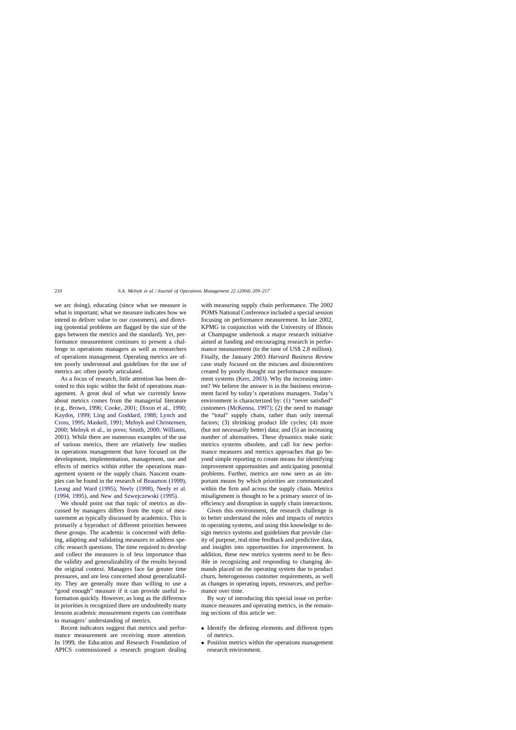we arc doing), educating (since what we measure is what is important; what we measure indicates how we intend to deliver value to our customers), and directing (potential problems are flagged by the size of the gaps between the metrics and the standard). Yet, performance measurement continues to present a challenge to operations managers as well as researchers of operations management. Operating metrics are often poorly understood and guidelines for the use of metrics arc often poorly articulated.

As a focus of research, little attention has been devoted to this topic within the field of operations management. A great deal of what we currently know about metrics comes from the managerial literature (e.g., Brown, 1996; Cooke, 2001; Dixon et al., 1990; Kaydos, 1999; Ling and Goddard, 1988; Lynch and Cross, 1995; Maskell, 1991; Melnyk and Christensen, 2000; Melnyk et al., in press; Smith, 2000; Williams, 2001). While there are numerous examples of the use of various metrics, there are relatively few studies in operations management that have focused on the development, implementation, management, use and effects of metrics within either the operations management system or the supply chain. Nascent examples can be found in the research of Beaumon (1999), Leong and Ward (1995), Neely (1998), Neely et al. (1994, 1995), and New and Szwejczewski (1995).

We should point out that topic of metrics as discussed by managers differs from the topic of measurement as typically discussed by academics. This is primarily a byproduct of different priorities between these groups. The academic is concerned with defining, adapting and validating measures to address specific research questions. The time required to develop and collect the measures is of less importance than the validity and generalizability of the results beyond the original context. Managers face far greater time pressures, and are less concerned about generalizability. They are generally more than willing to use a "good enough" measure if it can provide useful information quickly. However, as long as the difference in priorities is recognized there are undoubtedly many lessons academic measurement experts can contribute to managers' understanding of metrics.

Recent indicators suggest that metrics and performance measurement are receiving more attention. In 1999, the Education and Research Foundation of APICS commissioned a research program dealing with measuring supply chain performance. The 2002 POMS National Conference included a special session focusing on performance measurement. In late 2002, KPMG in conjunction with the University of Illinois at Champagne undertook a major research initiative aimed at funding and encouraging research in performance measurement (to the tune of US$ 2.8 million). Finally, the January 2003 *Harvard Business Review* case study focused on the miscues and disincentives created by poorly thought out performance measurement systems (Kerr, 2003). Why the increasing interest? We believe the answer is in the business environment faced by today's operations managers. Today's environment is characterized by: (1) "never satisfied" customers (McKenna, 1997); (2) the need to manage the "total" supply chain, rather than only internal factors; (3) shrinking product life cycles; (4) more (but not necessarily better) data; and (5) an increasing number of alternatives. These dynamics make static metrics systems obsolete, and call for new performance measures and metrics approaches that go beyond simple reporting to create means for identifying improvement opportunities and anticipating potential problems. Further, metrics are now seen as an important means by which priorities are communicated within the firm and across the supply chain. Metrics misalignment is thought to be a primary source of inefficiency and disruption in supply chain interactions.

Given this environment, the research challenge is to better understand the roles and impacts of metrics in operating systems, and using this knowledge to design metrics systems and guidelines that provide clarity of purpose, real-time feedback and predictive data, and insights into opportunities for improvement. In addition, these new metrics systems need to be flexible in recognizing and responding to changing demands placed on the operating system due to product churn, heterogeneous customer requirements, as well as changes in operating inputs, resources, and performance over time.

By way of introducing this special issue on performance measures and operating metrics, in the remaining sections of this article we:

- Identify the defining elements and different types of metrics.
- Position metrics within the operations management research environment.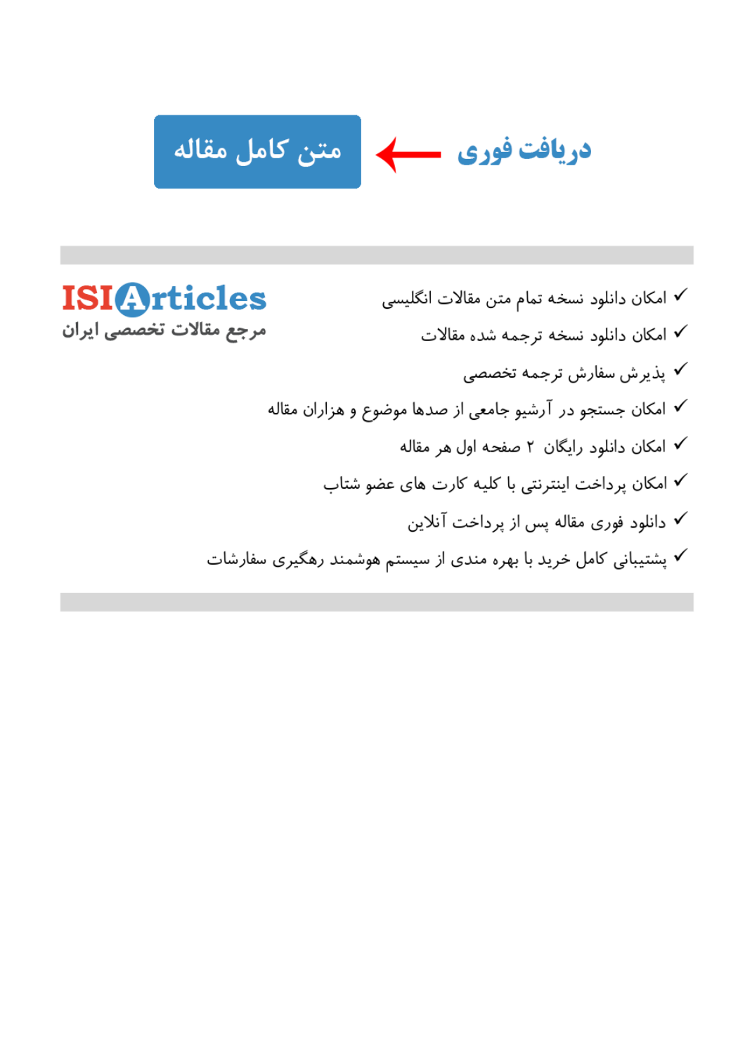دریافت فوری ← **متن کامل مقاله**

**ISIArticles**
مرجع مقالات تخصصی ایران

- ✓ امکان دانلود نسخه تمام متن مقالات انگلیسی
- ✓ امکان دانلود نسخه ترجمه شده مقالات
- ✓ پذیرش سفارش ترجمه تخصصی
- ✓ امکان جستجو در آرشیو جامعی از صدها موضوع و هزاران مقاله
- ✓ امکان دانلود رایگان ۲ صفحه اول هر مقاله
- ✓ امکان پرداخت اینترنتی با کلیه کارت های عضو شتاب
- ✓ دانلود فوری مقاله پس از پرداخت آنلاین
- ✓ پشتیبانی کامل خرید با بهره مندی از سیستم هوشمند رهگیری سفارشات